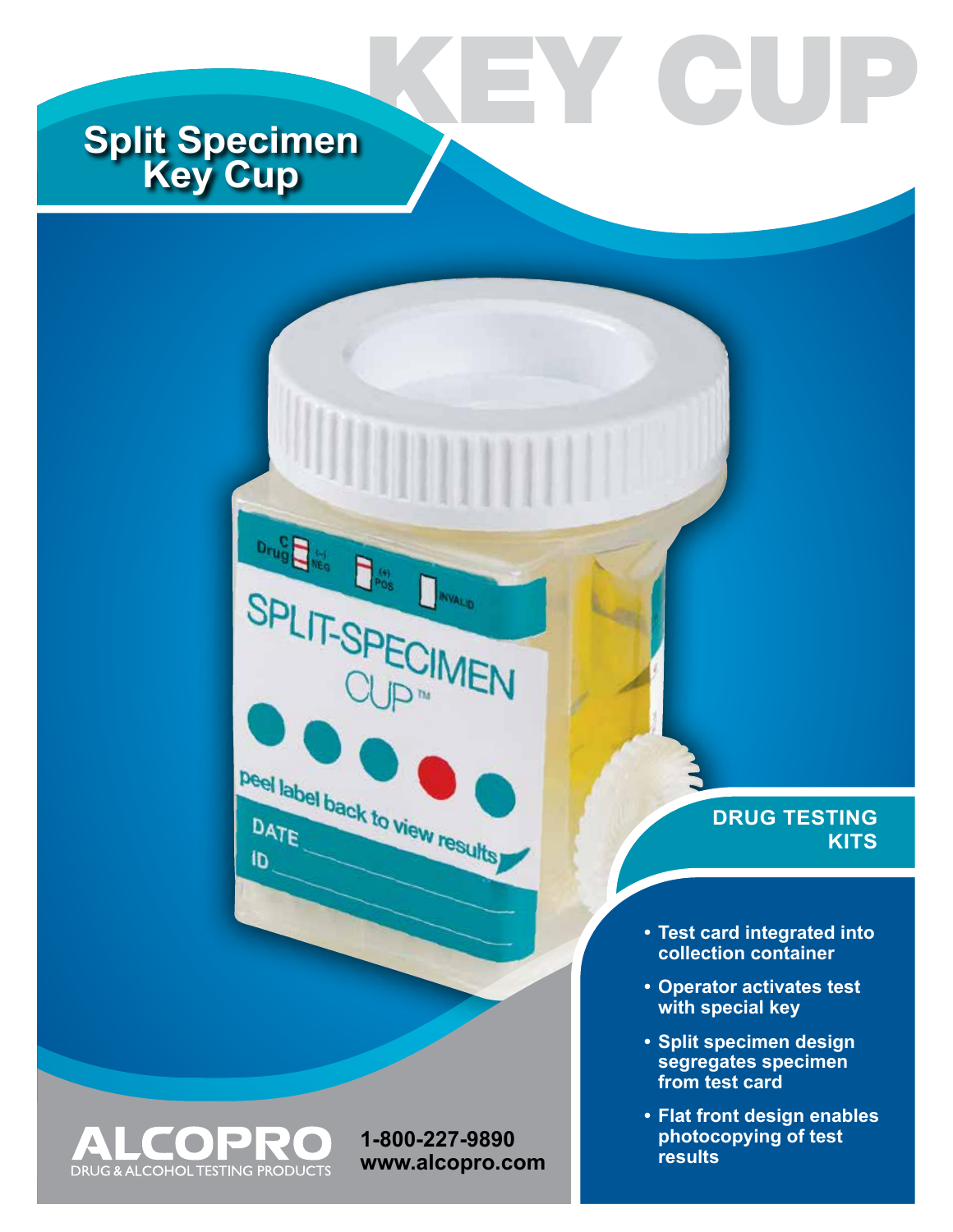# KEY CUP

## Split Specimen Key Cup

**DRUG TESTING KITS**

- **Test card integrated into collection container**
- **Operator activates test with special key**
- **Split specimen design segregates specimen from test card**
- **Flat front design enables photocopying of test results**

ALCOPRO
DRUG & ALCOHOL TESTING PRODUCTS

**1-800-227-9890**
**www.alcopro.com**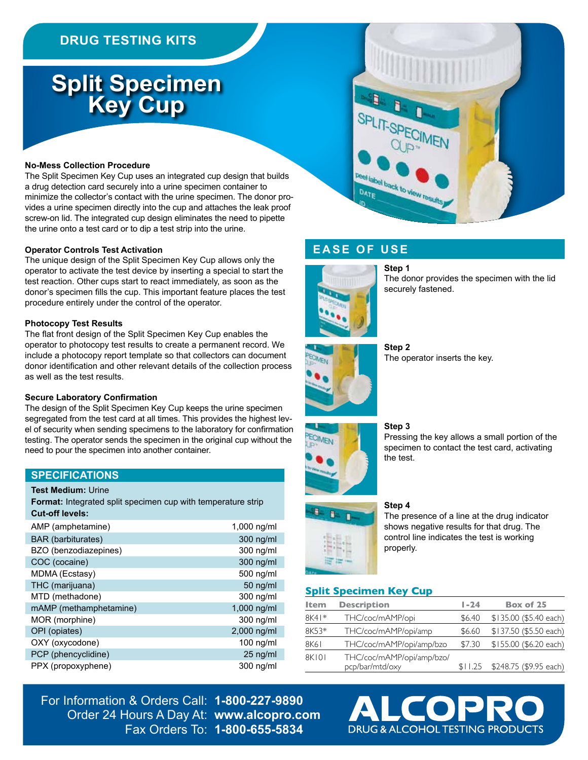DRUG TESTING KITS

# Split Specimen Key Cup

**No-Mess Collection Procedure**
The Split Specimen Key Cup uses an integrated cup design that builds a drug detection card securely into a urine specimen container to minimize the collector's contact with the urine specimen. The donor provides a urine specimen directly into the cup and attaches the leak proof screw-on lid. The integrated cup design eliminates the need to pipette the urine onto a test card or to dip a test strip into the urine.

**Operator Controls Test Activation**
The unique design of the Split Specimen Key Cup allows only the operator to activate the test device by inserting a special to start the test reaction. Other cups start to react immediately, as soon as the donor's specimen fills the cup. This important feature places the test procedure entirely under the control of the operator.

**Photocopy Test Results**
The flat front design of the Split Specimen Key Cup enables the operator to photocopy test results to create a permanent record. We include a photocopy report template so that collectors can document donor identification and other relevant details of the collection process as well as the test results.

**Secure Laboratory Confirmation**
The design of the Split Specimen Key Cup keeps the urine specimen segregated from the test card at all times. This provides the highest level of security when sending specimens to the laboratory for confirmation testing. The operator sends the specimen in the original cup without the need to pour the specimen into another container.

## SPECIFICATIONS

**Test Medium:** Urine
**Format:** Integrated split specimen cup with temperature strip
**Cut-off levels:**

| | |
|---|---|
| AMP (amphetamine) | 1,000 ng/ml |
| BAR (barbiturates) | 300 ng/ml |
| BZO (benzodiazepines) | 300 ng/ml |
| COC (cocaine) | 300 ng/ml |
| MDMA (Ecstasy) | 500 ng/ml |
| THC (marijuana) | 50 ng/ml |
| MTD (methadone) | 300 ng/ml |
| mAMP (methamphetamine) | 1,000 ng/ml |
| MOR (morphine) | 300 ng/ml |
| OPI (opiates) | 2,000 ng/ml |
| OXY (oxycodone) | 100 ng/ml |
| PCP (phencyclidine) | 25 ng/ml |
| PPX (propoxyphene) | 300 ng/ml |

## EASE OF USE

**Step 1**
The donor provides the specimen with the lid securely fastened.

**Step 2**
The operator inserts the key.

**Step 3**
Pressing the key allows a small portion of the specimen to contact the test card, activating the test.

**Step 4**
The presence of a line at the drug indicator shows negative results for that drug. The control line indicates the test is working properly.

### Split Specimen Key Cup

| Item | Description | 1-24 | Box of 25 |
|---|---|---|---|
| 8K41* | THC/coc/mAMP/opi | $6.40 | $135.00 ($5.40 each) |
| 8K53* | THC/coc/mAMP/opi/amp | $6.60 | $137.50 ($5.50 each) |
| 8K61 | THC/coc/mAMP/opi/amp/bzo | $7.30 | $155.00 ($6.20 each) |
| 8K101 | THC/coc/mAMP/opi/amp/bzo/pcp/bar/mtd/oxy | $11.25 | $248.75 ($9.95 each) |

For Information & Orders Call: **1-800-227-9890**
Order 24 Hours A Day At: **www.alcopro.com**
Fax Orders To: **1-800-655-5834**

**ALCOPRO**
DRUG & ALCOHOL TESTING PRODUCTS